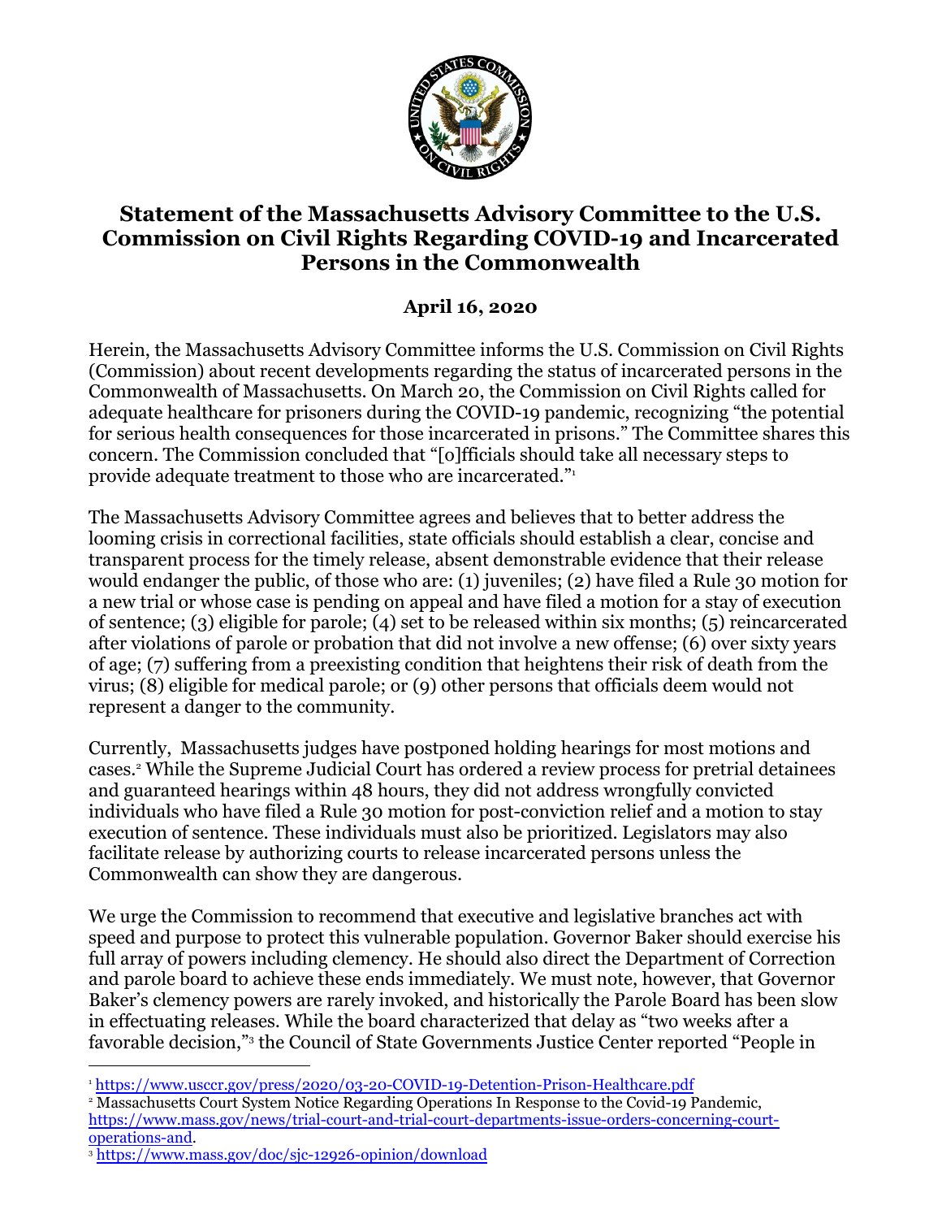# Statement of the Massachusetts Advisory Committee to the U.S. Commission on Civil Rights Regarding COVID-19 and Incarcerated Persons in the Commonwealth

**April 16, 2020**

Herein, the Massachusetts Advisory Committee informs the U.S. Commission on Civil Rights (Commission) about recent developments regarding the status of incarcerated persons in the Commonwealth of Massachusetts. On March 20, the Commission on Civil Rights called for adequate healthcare for prisoners during the COVID-19 pandemic, recognizing "the potential for serious health consequences for those incarcerated in prisons." The Committee shares this concern. The Commission concluded that "[o]fficials should take all necessary steps to provide adequate treatment to those who are incarcerated."[1]

The Massachusetts Advisory Committee agrees and believes that to better address the looming crisis in correctional facilities, state officials should establish a clear, concise and transparent process for the timely release, absent demonstrable evidence that their release would endanger the public, of those who are: (1) juveniles; (2) have filed a Rule 30 motion for a new trial or whose case is pending on appeal and have filed a motion for a stay of execution of sentence; (3) eligible for parole; (4) set to be released within six months; (5) reincarcerated after violations of parole or probation that did not involve a new offense; (6) over sixty years of age; (7) suffering from a preexisting condition that heightens their risk of death from the virus; (8) eligible for medical parole; or (9) other persons that officials deem would not represent a danger to the community.

Currently, Massachusetts judges have postponed holding hearings for most motions and cases.[2] While the Supreme Judicial Court has ordered a review process for pretrial detainees and guaranteed hearings within 48 hours, they did not address wrongfully convicted individuals who have filed a Rule 30 motion for post-conviction relief and a motion to stay execution of sentence. These individuals must also be prioritized. Legislators may also facilitate release by authorizing courts to release incarcerated persons unless the Commonwealth can show they are dangerous.

We urge the Commission to recommend that executive and legislative branches act with speed and purpose to protect this vulnerable population. Governor Baker should exercise his full array of powers including clemency. He should also direct the Department of Correction and parole board to achieve these ends immediately. We must note, however, that Governor Baker's clemency powers are rarely invoked, and historically the Parole Board has been slow in effectuating releases. While the board characterized that delay as "two weeks after a favorable decision,"[3] the Council of State Governments Justice Center reported "People in

---

[1] https://www.usccr.gov/press/2020/03-20-COVID-19-Detention-Prison-Healthcare.pdf

[2] Massachusetts Court System Notice Regarding Operations In Response to the Covid-19 Pandemic, https://www.mass.gov/news/trial-court-and-trial-court-departments-issue-orders-concerning-court-operations-and.

[3] https://www.mass.gov/doc/sjc-12926-opinion/download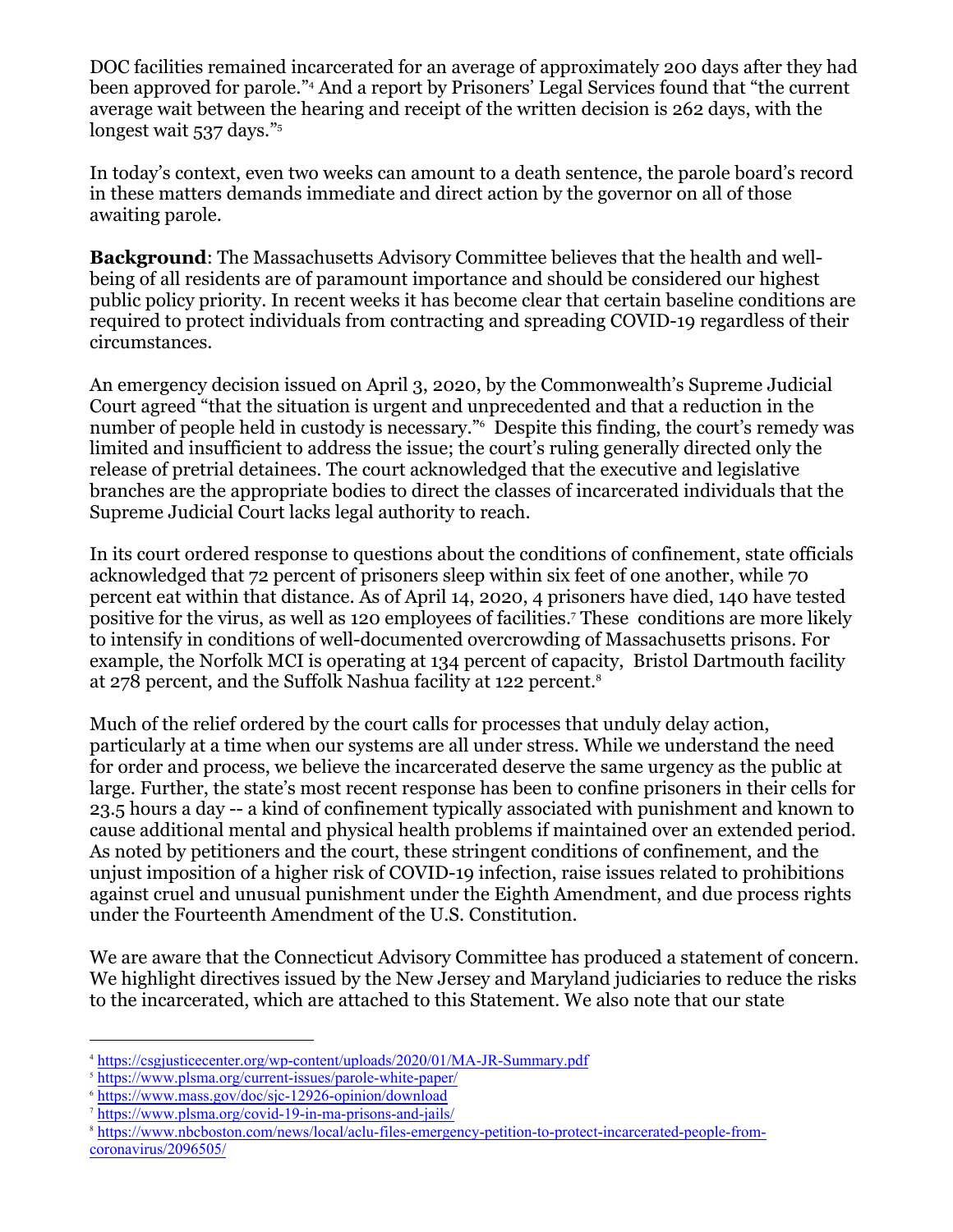DOC facilities remained incarcerated for an average of approximately 200 days after they had been approved for parole."[4] And a report by Prisoners' Legal Services found that "the current average wait between the hearing and receipt of the written decision is 262 days, with the longest wait 537 days."[5]

In today's context, even two weeks can amount to a death sentence, the parole board's record in these matters demands immediate and direct action by the governor on all of those awaiting parole.

**Background**: The Massachusetts Advisory Committee believes that the health and well-being of all residents are of paramount importance and should be considered our highest public policy priority. In recent weeks it has become clear that certain baseline conditions are required to protect individuals from contracting and spreading COVID-19 regardless of their circumstances.

An emergency decision issued on April 3, 2020, by the Commonwealth's Supreme Judicial Court agreed "that the situation is urgent and unprecedented and that a reduction in the number of people held in custody is necessary."[6] Despite this finding, the court's remedy was limited and insufficient to address the issue; the court's ruling generally directed only the release of pretrial detainees. The court acknowledged that the executive and legislative branches are the appropriate bodies to direct the classes of incarcerated individuals that the Supreme Judicial Court lacks legal authority to reach.

In its court ordered response to questions about the conditions of confinement, state officials acknowledged that 72 percent of prisoners sleep within six feet of one another, while 70 percent eat within that distance. As of April 14, 2020, 4 prisoners have died, 140 have tested positive for the virus, as well as 120 employees of facilities.[7] These conditions are more likely to intensify in conditions of well-documented overcrowding of Massachusetts prisons. For example, the Norfolk MCI is operating at 134 percent of capacity, Bristol Dartmouth facility at 278 percent, and the Suffolk Nashua facility at 122 percent.[8]

Much of the relief ordered by the court calls for processes that unduly delay action, particularly at a time when our systems are all under stress. While we understand the need for order and process, we believe the incarcerated deserve the same urgency as the public at large. Further, the state's most recent response has been to confine prisoners in their cells for 23.5 hours a day -- a kind of confinement typically associated with punishment and known to cause additional mental and physical health problems if maintained over an extended period. As noted by petitioners and the court, these stringent conditions of confinement, and the unjust imposition of a higher risk of COVID-19 infection, raise issues related to prohibitions against cruel and unusual punishment under the Eighth Amendment, and due process rights under the Fourteenth Amendment of the U.S. Constitution.

We are aware that the Connecticut Advisory Committee has produced a statement of concern. We highlight directives issued by the New Jersey and Maryland judiciaries to reduce the risks to the incarcerated, which are attached to this Statement. We also note that our state

---

[4] https://csgjusticecenter.org/wp-content/uploads/2020/01/MA-JR-Summary.pdf

[5] https://www.plsma.org/current-issues/parole-white-paper/

[6] https://www.mass.gov/doc/sjc-12926-opinion/download

[7] https://www.plsma.org/covid-19-in-ma-prisons-and-jails/

[8] https://www.nbcboston.com/news/local/aclu-files-emergency-petition-to-protect-incarcerated-people-from-coronavirus/2096505/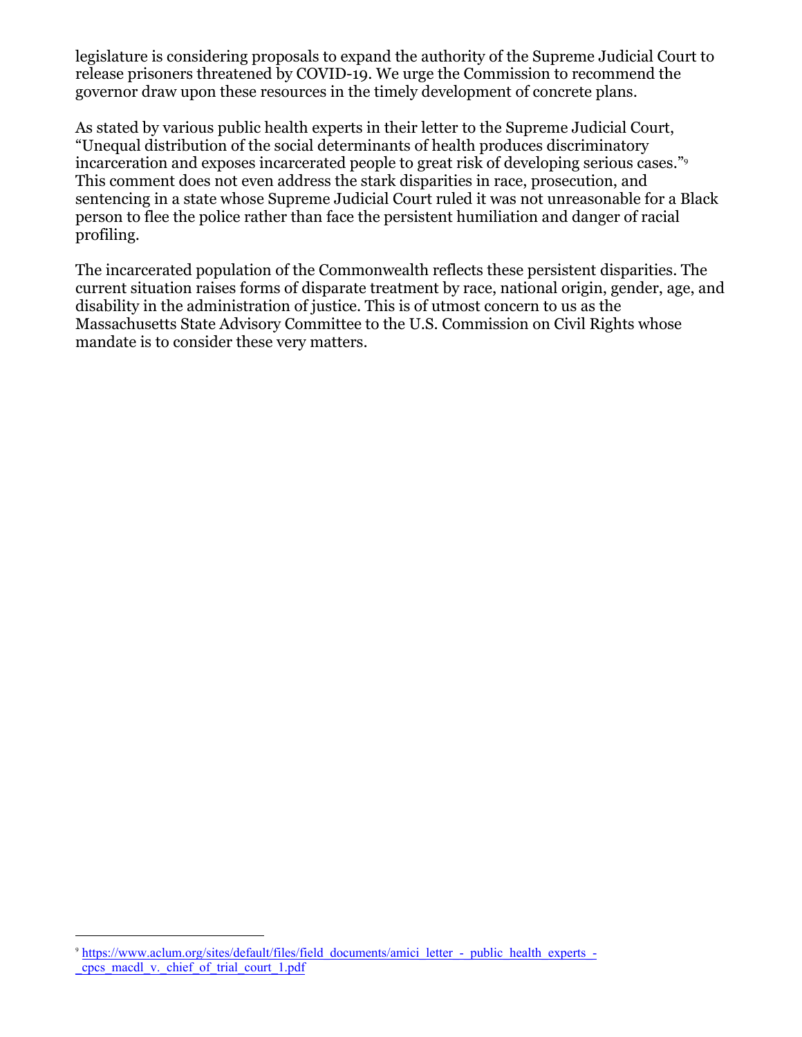legislature is considering proposals to expand the authority of the Supreme Judicial Court to release prisoners threatened by COVID-19. We urge the Commission to recommend the governor draw upon these resources in the timely development of concrete plans.

As stated by various public health experts in their letter to the Supreme Judicial Court, "Unequal distribution of the social determinants of health produces discriminatory incarceration and exposes incarcerated people to great risk of developing serious cases."[9] This comment does not even address the stark disparities in race, prosecution, and sentencing in a state whose Supreme Judicial Court ruled it was not unreasonable for a Black person to flee the police rather than face the persistent humiliation and danger of racial profiling.

The incarcerated population of the Commonwealth reflects these persistent disparities. The current situation raises forms of disparate treatment by race, national origin, gender, age, and disability in the administration of justice. This is of utmost concern to us as the Massachusetts State Advisory Committee to the U.S. Commission on Civil Rights whose mandate is to consider these very matters.

---

[9] https://www.aclum.org/sites/default/files/field_documents/amici_letter_-_public_health_experts_-_cpcs_macdl_v._chief_of_trial_court_1.pdf